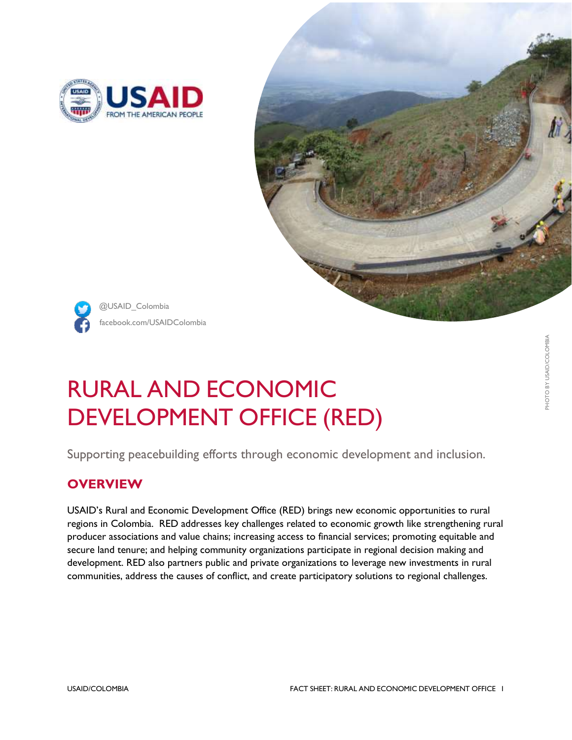USAID FROM THE AMERICAN PEOPLE

@USAID_Colombia
facebook.com/USAIDColombia

PHOTO BY USAID/COLOMBIA

# RURAL AND ECONOMIC DEVELOPMENT OFFICE (RED)

Supporting peacebuilding efforts through economic development and inclusion.

## OVERVIEW

USAID's Rural and Economic Development Office (RED) brings new economic opportunities to rural regions in Colombia. RED addresses key challenges related to economic growth like strengthening rural producer associations and value chains; increasing access to financial services; promoting equitable and secure land tenure; and helping community organizations participate in regional decision making and development. RED also partners public and private organizations to leverage new investments in rural communities, address the causes of conflict, and create participatory solutions to regional challenges.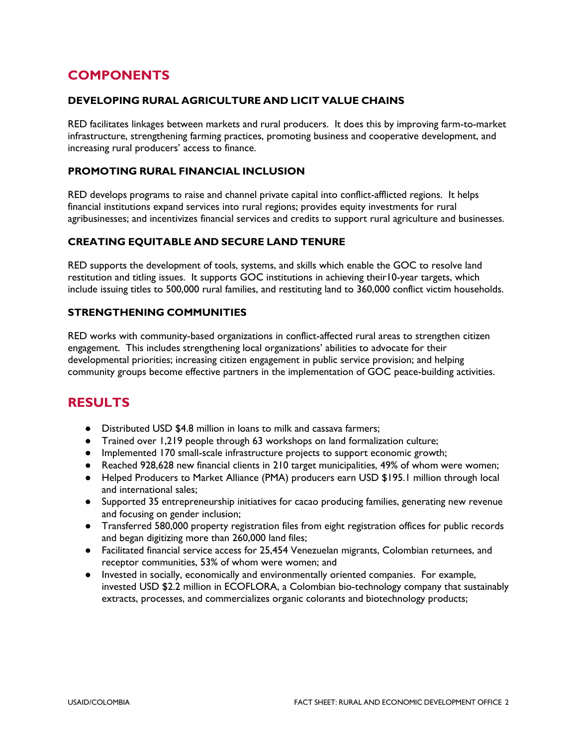## COMPONENTS

### DEVELOPING RURAL AGRICULTURE AND LICIT VALUE CHAINS

RED facilitates linkages between markets and rural producers. It does this by improving farm-to-market infrastructure, strengthening farming practices, promoting business and cooperative development, and increasing rural producers' access to finance.

### PROMOTING RURAL FINANCIAL INCLUSION

RED develops programs to raise and channel private capital into conflict-afflicted regions. It helps financial institutions expand services into rural regions; provides equity investments for rural agribusinesses; and incentivizes financial services and credits to support rural agriculture and businesses.

### CREATING EQUITABLE AND SECURE LAND TENURE

RED supports the development of tools, systems, and skills which enable the GOC to resolve land restitution and titling issues. It supports GOC institutions in achieving their10-year targets, which include issuing titles to 500,000 rural families, and restituting land to 360,000 conflict victim households.

### STRENGTHENING COMMUNITIES

RED works with community-based organizations in conflict-affected rural areas to strengthen citizen engagement. This includes strengthening local organizations' abilities to advocate for their developmental priorities; increasing citizen engagement in public service provision; and helping community groups become effective partners in the implementation of GOC peace-building activities.

## RESULTS

- Distributed USD $4.8 million in loans to milk and cassava farmers;
- Trained over 1,219 people through 63 workshops on land formalization culture;
- Implemented 170 small-scale infrastructure projects to support economic growth;
- Reached 928,628 new financial clients in 210 target municipalities, 49% of whom were women;
- Helped Producers to Market Alliance (PMA) producers earn USD $195.1 million through local and international sales;
- Supported 35 entrepreneurship initiatives for cacao producing families, generating new revenue and focusing on gender inclusion;
- Transferred 580,000 property registration files from eight registration offices for public records and began digitizing more than 260,000 land files;
- Facilitated financial service access for 25,454 Venezuelan migrants, Colombian returnees, and receptor communities, 53% of whom were women; and
- Invested in socially, economically and environmentally oriented companies. For example, invested USD $2.2 million in ECOFLORA, a Colombian bio-technology company that sustainably extracts, processes, and commercializes organic colorants and biotechnology products;